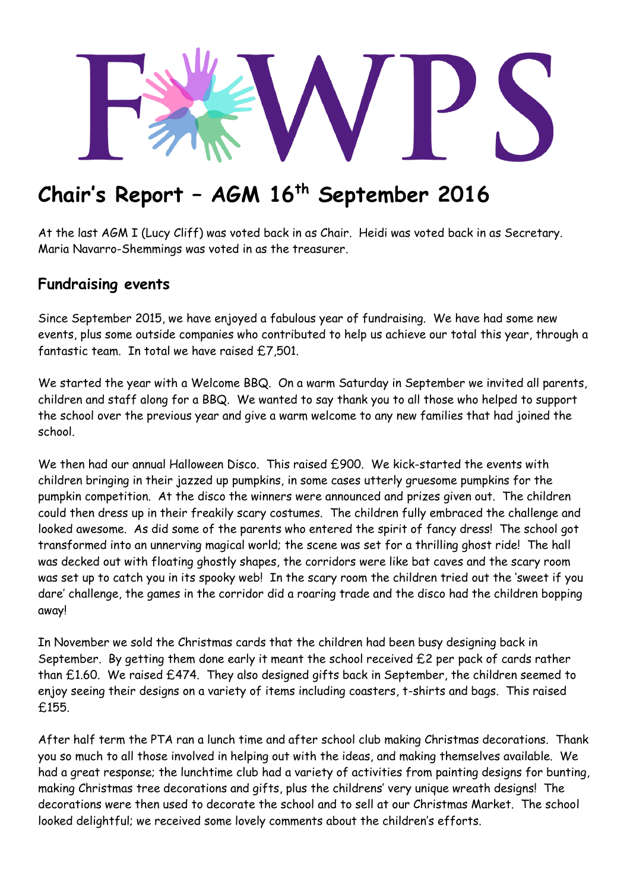# FWPS

# Chair's Report – AGM 16th September 2016

At the last AGM I (Lucy Cliff) was voted back in as Chair. Heidi was voted back in as Secretary. Maria Navarro-Shemmings was voted in as the treasurer.

## Fundraising events

Since September 2015, we have enjoyed a fabulous year of fundraising. We have had some new events, plus some outside companies who contributed to help us achieve our total this year, through a fantastic team. In total we have raised £7,501.

We started the year with a Welcome BBQ. On a warm Saturday in September we invited all parents, children and staff along for a BBQ. We wanted to say thank you to all those who helped to support the school over the previous year and give a warm welcome to any new families that had joined the school.

We then had our annual Halloween Disco. This raised £900. We kick-started the events with children bringing in their jazzed up pumpkins, in some cases utterly gruesome pumpkins for the pumpkin competition. At the disco the winners were announced and prizes given out. The children could then dress up in their freakily scary costumes. The children fully embraced the challenge and looked awesome. As did some of the parents who entered the spirit of fancy dress! The school got transformed into an unnerving magical world; the scene was set for a thrilling ghost ride! The hall was decked out with floating ghostly shapes, the corridors were like bat caves and the scary room was set up to catch you in its spooky web! In the scary room the children tried out the 'sweet if you dare' challenge, the games in the corridor did a roaring trade and the disco had the children bopping away!

In November we sold the Christmas cards that the children had been busy designing back in September. By getting them done early it meant the school received £2 per pack of cards rather than £1.60. We raised £474. They also designed gifts back in September, the children seemed to enjoy seeing their designs on a variety of items including coasters, t-shirts and bags. This raised £155.

After half term the PTA ran a lunch time and after school club making Christmas decorations. Thank you so much to all those involved in helping out with the ideas, and making themselves available. We had a great response; the lunchtime club had a variety of activities from painting designs for bunting, making Christmas tree decorations and gifts, plus the childrens' very unique wreath designs! The decorations were then used to decorate the school and to sell at our Christmas Market. The school looked delightful; we received some lovely comments about the children's efforts.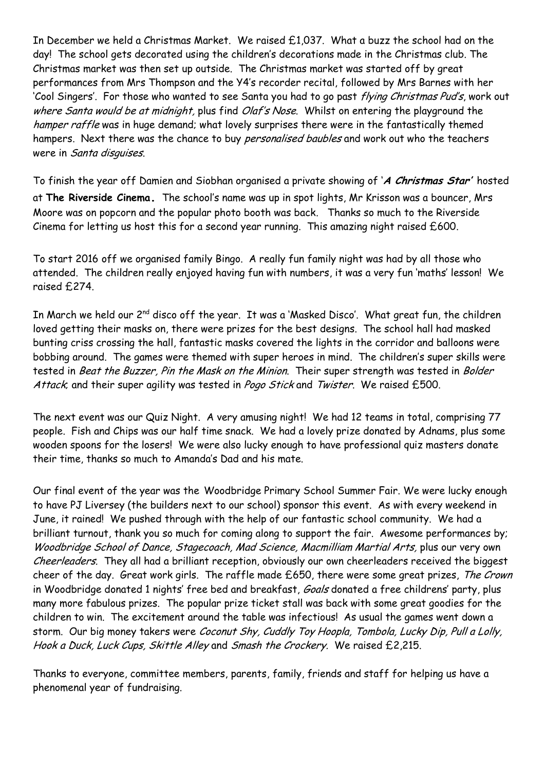In December we held a Christmas Market. We raised £1,037. What a buzz the school had on the day! The school gets decorated using the children's decorations made in the Christmas club. The Christmas market was then set up outside. The Christmas market was started off by great performances from Mrs Thompson and the Y4's recorder recital, followed by Mrs Barnes with her 'Cool Singers'. For those who wanted to see Santa you had to go past *flying Christmas Pud's*, work out *where Santa would be at midnight*, plus find *Olaf's Nose*. Whilst on entering the playground the *hamper raffle* was in huge demand; what lovely surprises there were in the fantastically themed hampers. Next there was the chance to buy *personalised baubles* and work out who the teachers were in *Santa disguises*.

To finish the year off Damien and Siobhan organised a private showing of '***A Christmas Star'*** hosted at **The Riverside Cinema.** The school's name was up in spot lights, Mr Krisson was a bouncer, Mrs Moore was on popcorn and the popular photo booth was back. Thanks so much to the Riverside Cinema for letting us host this for a second year running. This amazing night raised £600.

To start 2016 off we organised family Bingo. A really fun family night was had by all those who attended. The children really enjoyed having fun with numbers, it was a very fun 'maths' lesson! We raised £274.

In March we held our 2nd disco off the year. It was a 'Masked Disco'. What great fun, the children loved getting their masks on, there were prizes for the best designs. The school hall had masked bunting criss crossing the hall, fantastic masks covered the lights in the corridor and balloons were bobbing around. The games were themed with super heroes in mind. The children's super skills were tested in *Beat the Buzzer, Pin the Mask on the Minion*. Their super strength was tested in *Bolder Attack*; and their super agility was tested in *Pogo Stick* and *Twister*. We raised £500.

The next event was our Quiz Night. A very amusing night! We had 12 teams in total, comprising 77 people. Fish and Chips was our half time snack. We had a lovely prize donated by Adnams, plus some wooden spoons for the losers! We were also lucky enough to have professional quiz masters donate their time, thanks so much to Amanda's Dad and his mate.

Our final event of the year was the Woodbridge Primary School Summer Fair. We were lucky enough to have PJ Liversey (the builders next to our school) sponsor this event. As with every weekend in June, it rained! We pushed through with the help of our fantastic school community. We had a brilliant turnout, thank you so much for coming along to support the fair. Awesome performances by; *Woodbridge School of Dance, Stagecoach, Mad Science, Macmilliam Martial Arts,* plus our very own *Cheerleaders.* They all had a brilliant reception, obviously our own cheerleaders received the biggest cheer of the day. Great work girls. The raffle made £650, there were some great prizes, *The Crown* in Woodbridge donated 1 nights' free bed and breakfast, *Goals* donated a free childrens' party, plus many more fabulous prizes. The popular prize ticket stall was back with some great goodies for the children to win. The excitement around the table was infectious! As usual the games went down a storm. Our big money takers were *Coconut Shy, Cuddly Toy Hoopla, Tombola, Lucky Dip, Pull a Lolly, Hook a Duck, Luck Cups, Skittle Alley* and *Smash the Crockery.* We raised £2,215.

Thanks to everyone, committee members, parents, family, friends and staff for helping us have a phenomenal year of fundraising.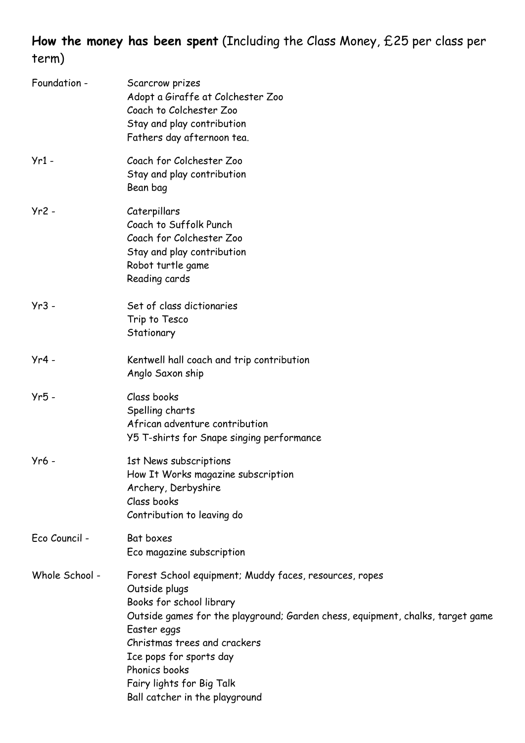**How the money has been spent** (Including the Class Money, £25 per class per term)

Foundation -
- Scarcrow prizes
- Adopt a Giraffe at Colchester Zoo
- Coach to Colchester Zoo
- Stay and play contribution
- Fathers day afternoon tea.

Yr1 -
- Coach for Colchester Zoo
- Stay and play contribution
- Bean bag

Yr2 -
- Caterpillars
- Coach to Suffolk Punch
- Coach for Colchester Zoo
- Stay and play contribution
- Robot turtle game
- Reading cards

Yr3 -
- Set of class dictionaries
- Trip to Tesco
- Stationary

Yr4 -
- Kentwell hall coach and trip contribution
- Anglo Saxon ship

Yr5 -
- Class books
- Spelling charts
- African adventure contribution
- Y5 T-shirts for Snape singing performance

Yr6 -
- 1st News subscriptions
- How It Works magazine subscription
- Archery, Derbyshire
- Class books
- Contribution to leaving do

Eco Council -
- Bat boxes
- Eco magazine subscription

Whole School -
- Forest School equipment; Muddy faces, resources, ropes
- Outside plugs
- Books for school library
- Outside games for the playground; Garden chess, equipment, chalks, target game
- Easter eggs
- Christmas trees and crackers
- Ice pops for sports day
- Phonics books
- Fairy lights for Big Talk
- Ball catcher in the playground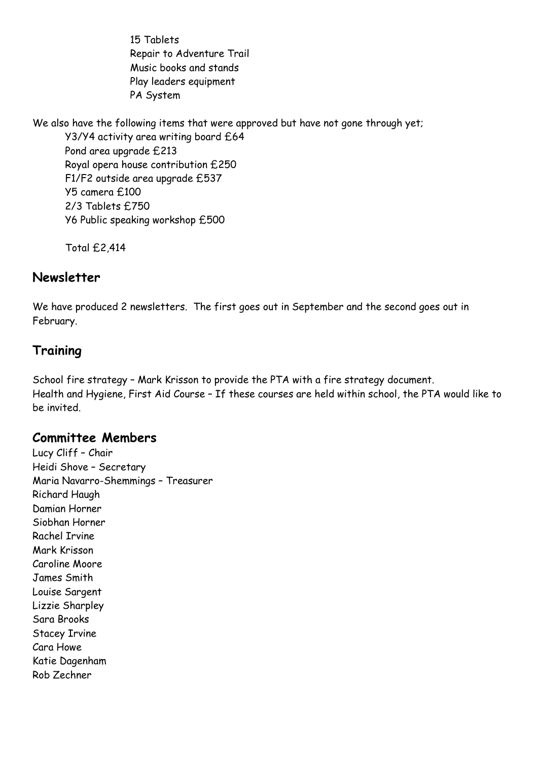15 Tablets
Repair to Adventure Trail
Music books and stands
Play leaders equipment
PA System

We also have the following items that were approved but have not gone through yet;

Y3/Y4 activity area writing board £64
Pond area upgrade £213
Royal opera house contribution £250
F1/F2 outside area upgrade £537
Y5 camera £100
2/3 Tablets £750
Y6 Public speaking workshop £500

Total £2,414

## Newsletter

We have produced 2 newsletters. The first goes out in September and the second goes out in February.

## Training

School fire strategy – Mark Krisson to provide the PTA with a fire strategy document.
Health and Hygiene, First Aid Course – If these courses are held within school, the PTA would like to be invited.

## Committee Members

Lucy Cliff – Chair
Heidi Shove – Secretary
Maria Navarro-Shemmings – Treasurer
Richard Haugh
Damian Horner
Siobhan Horner
Rachel Irvine
Mark Krisson
Caroline Moore
James Smith
Louise Sargent
Lizzie Sharpley
Sara Brooks
Stacey Irvine
Cara Howe
Katie Dagenham
Rob Zechner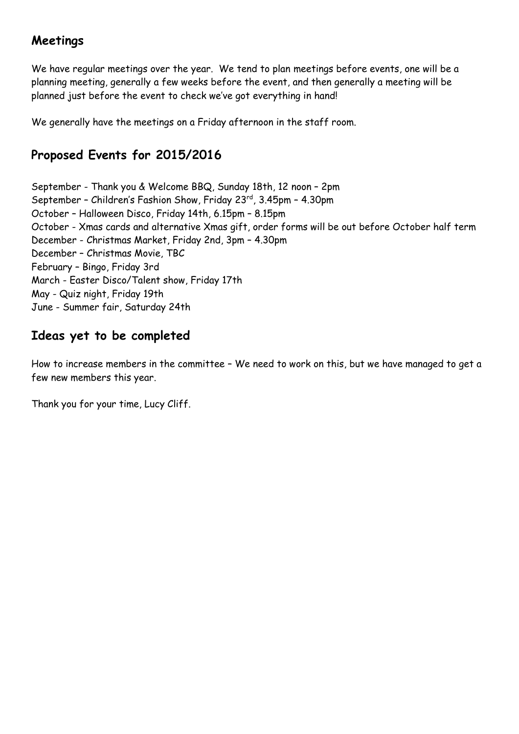## Meetings

We have regular meetings over the year. We tend to plan meetings before events, one will be a planning meeting, generally a few weeks before the event, and then generally a meeting will be planned just before the event to check we've got everything in hand!

We generally have the meetings on a Friday afternoon in the staff room.

## Proposed Events for 2015/2016

September - Thank you & Welcome BBQ, Sunday 18th, 12 noon – 2pm
September – Children's Fashion Show, Friday 23rd, 3.45pm – 4.30pm
October – Halloween Disco, Friday 14th, 6.15pm – 8.15pm
October - Xmas cards and alternative Xmas gift, order forms will be out before October half term
December - Christmas Market, Friday 2nd, 3pm – 4.30pm
December – Christmas Movie, TBC
February – Bingo, Friday 3rd
March - Easter Disco/Talent show, Friday 17th
May - Quiz night, Friday 19th
June - Summer fair, Saturday 24th

## Ideas yet to be completed

How to increase members in the committee – We need to work on this, but we have managed to get a few new members this year.

Thank you for your time, Lucy Cliff.